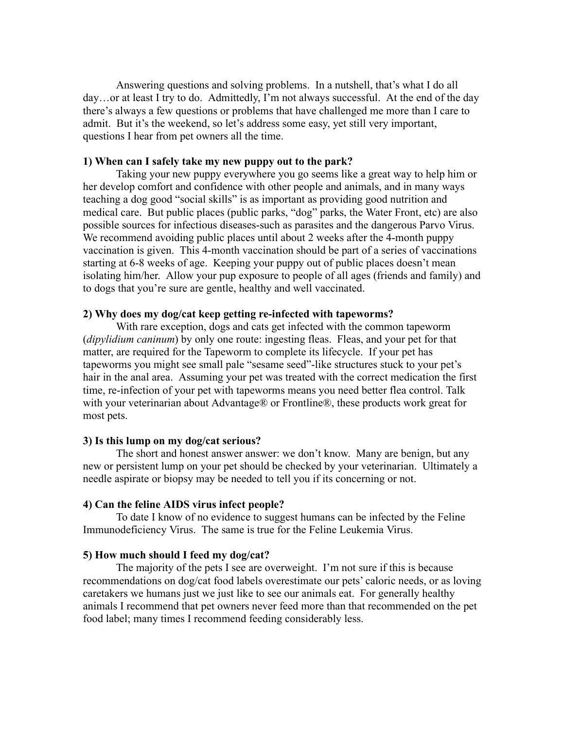Answering questions and solving problems. In a nutshell, that's what I do all day…or at least I try to do. Admittedly, I'm not always successful. At the end of the day there's always a few questions or problems that have challenged me more than I care to admit. But it's the weekend, so let's address some easy, yet still very important, questions I hear from pet owners all the time.

**1) When can I safely take my new puppy out to the park?**

Taking your new puppy everywhere you go seems like a great way to help him or her develop comfort and confidence with other people and animals, and in many ways teaching a dog good "social skills" is as important as providing good nutrition and medical care. But public places (public parks, "dog" parks, the Water Front, etc) are also possible sources for infectious diseases-such as parasites and the dangerous Parvo Virus. We recommend avoiding public places until about 2 weeks after the 4-month puppy vaccination is given. This 4-month vaccination should be part of a series of vaccinations starting at 6-8 weeks of age. Keeping your puppy out of public places doesn't mean isolating him/her. Allow your pup exposure to people of all ages (friends and family) and to dogs that you're sure are gentle, healthy and well vaccinated.

**2) Why does my dog/cat keep getting re-infected with tapeworms?**

With rare exception, dogs and cats get infected with the common tapeworm (*dipylidium caninum*) by only one route: ingesting fleas. Fleas, and your pet for that matter, are required for the Tapeworm to complete its lifecycle. If your pet has tapeworms you might see small pale "sesame seed"-like structures stuck to your pet's hair in the anal area. Assuming your pet was treated with the correct medication the first time, re-infection of your pet with tapeworms means you need better flea control. Talk with your veterinarian about Advantage® or Frontline®, these products work great for most pets.

**3) Is this lump on my dog/cat serious?**

The short and honest answer answer: we don't know. Many are benign, but any new or persistent lump on your pet should be checked by your veterinarian. Ultimately a needle aspirate or biopsy may be needed to tell you if its concerning or not.

**4) Can the feline AIDS virus infect people?**

To date I know of no evidence to suggest humans can be infected by the Feline Immunodeficiency Virus. The same is true for the Feline Leukemia Virus.

**5) How much should I feed my dog/cat?**

The majority of the pets I see are overweight. I'm not sure if this is because recommendations on dog/cat food labels overestimate our pets' caloric needs, or as loving caretakers we humans just we just like to see our animals eat. For generally healthy animals I recommend that pet owners never feed more than that recommended on the pet food label; many times I recommend feeding considerably less.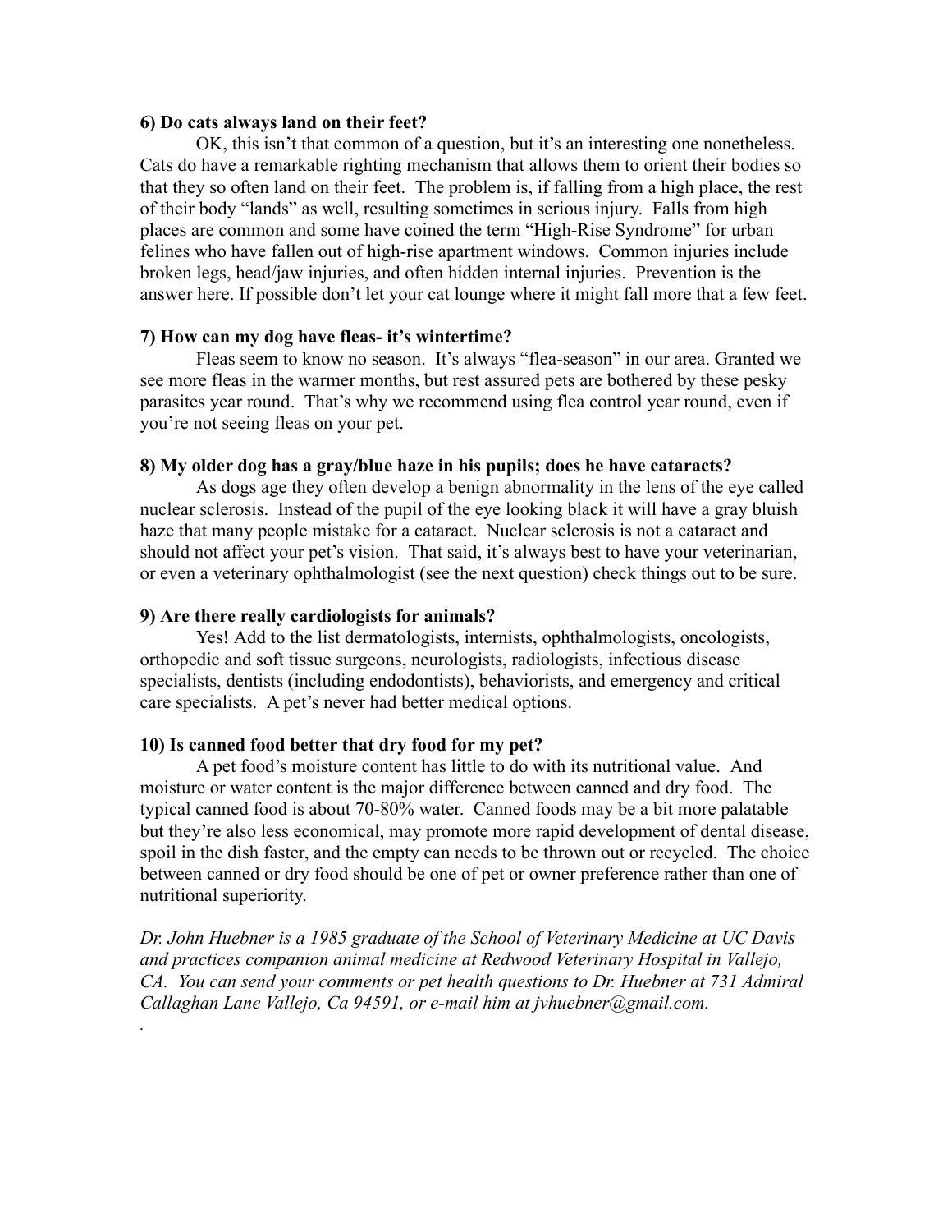**6) Do cats always land on their feet?**

OK, this isn't that common of a question, but it's an interesting one nonetheless. Cats do have a remarkable righting mechanism that allows them to orient their bodies so that they so often land on their feet. The problem is, if falling from a high place, the rest of their body "lands" as well, resulting sometimes in serious injury. Falls from high places are common and some have coined the term "High-Rise Syndrome" for urban felines who have fallen out of high-rise apartment windows. Common injuries include broken legs, head/jaw injuries, and often hidden internal injuries. Prevention is the answer here. If possible don't let your cat lounge where it might fall more that a few feet.

**7) How can my dog have fleas- it's wintertime?**

Fleas seem to know no season. It's always "flea-season" in our area. Granted we see more fleas in the warmer months, but rest assured pets are bothered by these pesky parasites year round. That's why we recommend using flea control year round, even if you're not seeing fleas on your pet.

**8) My older dog has a gray/blue haze in his pupils; does he have cataracts?**

As dogs age they often develop a benign abnormality in the lens of the eye called nuclear sclerosis. Instead of the pupil of the eye looking black it will have a gray bluish haze that many people mistake for a cataract. Nuclear sclerosis is not a cataract and should not affect your pet's vision. That said, it's always best to have your veterinarian, or even a veterinary ophthalmologist (see the next question) check things out to be sure.

**9) Are there really cardiologists for animals?**

Yes! Add to the list dermatologists, internists, ophthalmologists, oncologists, orthopedic and soft tissue surgeons, neurologists, radiologists, infectious disease specialists, dentists (including endodontists), behaviorists, and emergency and critical care specialists. A pet's never had better medical options.

**10) Is canned food better that dry food for my pet?**

A pet food's moisture content has little to do with its nutritional value. And moisture or water content is the major difference between canned and dry food. The typical canned food is about 70-80% water. Canned foods may be a bit more palatable but they're also less economical, may promote more rapid development of dental disease, spoil in the dish faster, and the empty can needs to be thrown out or recycled. The choice between canned or dry food should be one of pet or owner preference rather than one of nutritional superiority.

*Dr. John Huebner is a 1985 graduate of the School of Veterinary Medicine at UC Davis and practices companion animal medicine at Redwood Veterinary Hospital in Vallejo, CA. You can send your comments or pet health questions to Dr. Huebner at 731 Admiral Callaghan Lane Vallejo, Ca 94591, or e-mail him at jvhuebner@gmail.com.*